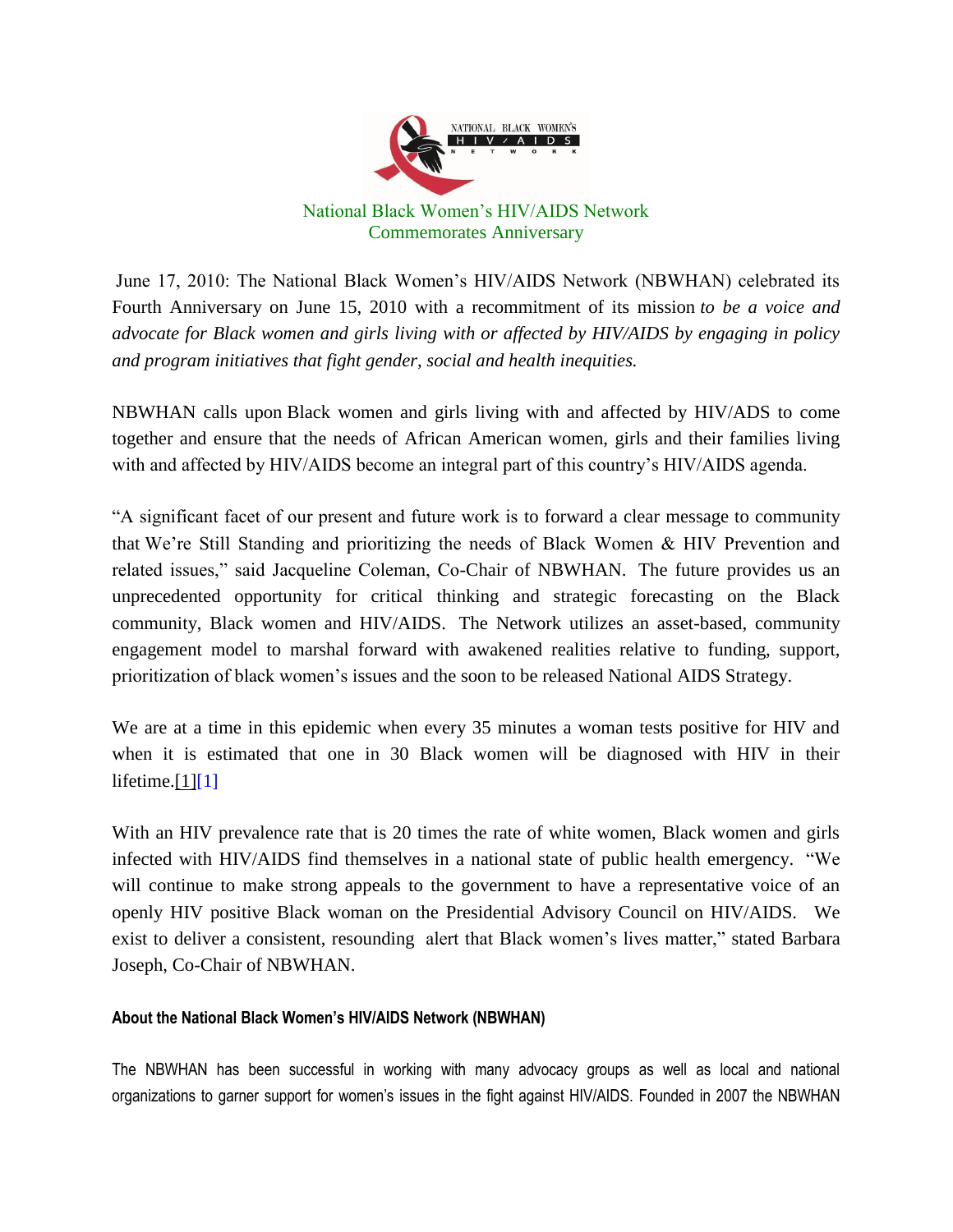# National Black Women's HIV/AIDS Network Commemorates Anniversary

June 17, 2010: The National Black Women's HIV/AIDS Network (NBWHAN) celebrated its Fourth Anniversary on June 15, 2010 with a recommitment of its mission *to be a voice and advocate for Black women and girls living with or affected by HIV/AIDS by engaging in policy and program initiatives that fight gender, social and health inequities.*

NBWHAN calls upon Black women and girls living with and affected by HIV/ADS to come together and ensure that the needs of African American women, girls and their families living with and affected by HIV/AIDS become an integral part of this country's HIV/AIDS agenda.

"A significant facet of our present and future work is to forward a clear message to community that We're Still Standing and prioritizing the needs of Black Women & HIV Prevention and related issues," said Jacqueline Coleman, Co-Chair of NBWHAN. The future provides us an unprecedented opportunity for critical thinking and strategic forecasting on the Black community, Black women and HIV/AIDS. The Network utilizes an asset-based, community engagement model to marshal forward with awakened realities relative to funding, support, prioritization of black women's issues and the soon to be released National AIDS Strategy.

We are at a time in this epidemic when every 35 minutes a woman tests positive for HIV and when it is estimated that one in 30 Black women will be diagnosed with HIV in their lifetime.[1][1]

With an HIV prevalence rate that is 20 times the rate of white women, Black women and girls infected with HIV/AIDS find themselves in a national state of public health emergency. "We will continue to make strong appeals to the government to have a representative voice of an openly HIV positive Black woman on the Presidential Advisory Council on HIV/AIDS. We exist to deliver a consistent, resounding alert that Black women's lives matter," stated Barbara Joseph, Co-Chair of NBWHAN.

## About the National Black Women's HIV/AIDS Network (NBWHAN)

The NBWHAN has been successful in working with many advocacy groups as well as local and national organizations to garner support for women's issues in the fight against HIV/AIDS. Founded in 2007 the NBWHAN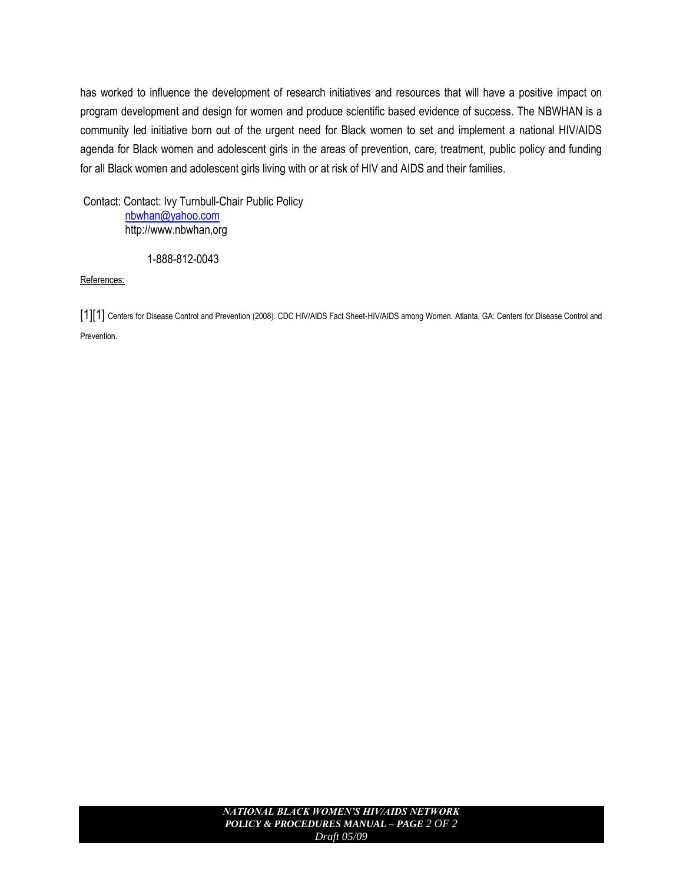has worked to influence the development of research initiatives and resources that will have a positive impact on program development and design for women and produce scientific based evidence of success. The NBWHAN is a community led initiative born out of the urgent need for Black women to set and implement a national HIV/AIDS agenda for Black women and adolescent girls in the areas of prevention, care, treatment, public policy and funding for all Black women and adolescent girls living with or at risk of HIV and AIDS and their families.

Contact: Contact: Ivy Turnbull-Chair Public Policy
nbwhan@yahoo.com
http://www.nbwhan,org

1-888-812-0043

References:

[1][1] Centers for Disease Control and Prevention (2008). CDC HIV/AIDS Fact Sheet-HIV/AIDS among Women. Atlanta, GA: Centers for Disease Control and Prevention.